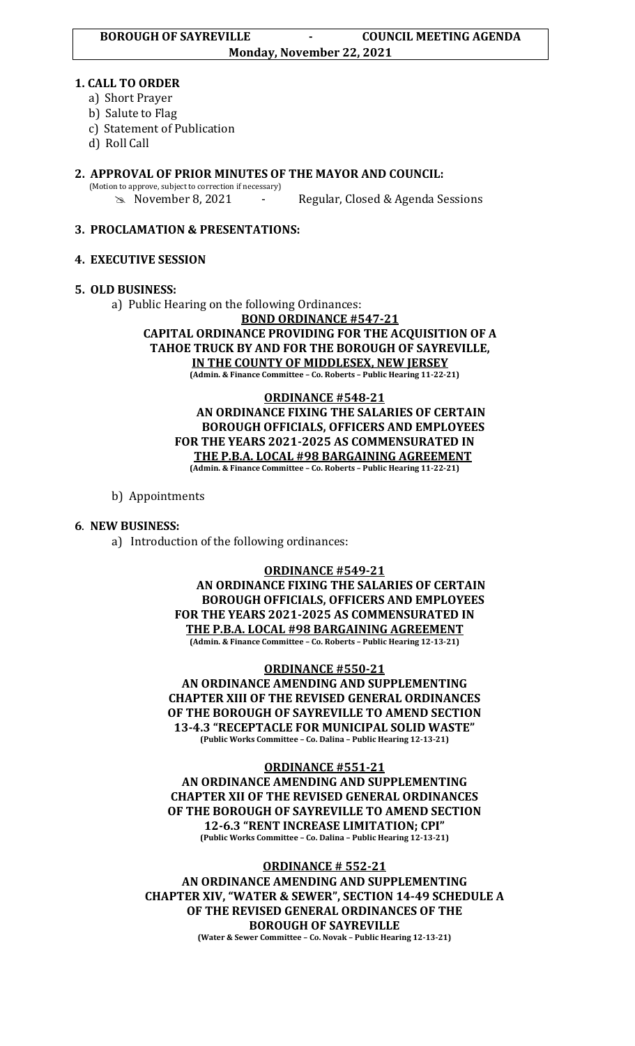**BOROUGH OF SAYREVILLE - COUNCIL MEETING AGENDA**
**Monday, November 22, 2021**

## 1. CALL TO ORDER

a) Short Prayer
b) Salute to Flag
c) Statement of Publication
d) Roll Call

## 2. APPROVAL OF PRIOR MINUTES OF THE MAYOR AND COUNCIL:

(Motion to approve, subject to correction if necessary)

- November 8, 2021 - Regular, Closed & Agenda Sessions

## 3. PROCLAMATION & PRESENTATIONS:

## 4. EXECUTIVE SESSION

## 5. OLD BUSINESS:

a) Public Hearing on the following Ordinances:

**BOND ORDINANCE #547-21**
**CAPITAL ORDINANCE PROVIDING FOR THE ACQUISITION OF A TAHOE TRUCK BY AND FOR THE BOROUGH OF SAYREVILLE, IN THE COUNTY OF MIDDLESEX, NEW JERSEY**
**(Admin. & Finance Committee – Co. Roberts – Public Hearing 11-22-21)**

**ORDINANCE #548-21**
**AN ORDINANCE FIXING THE SALARIES OF CERTAIN BOROUGH OFFICIALS, OFFICERS AND EMPLOYEES FOR THE YEARS 2021-2025 AS COMMENSURATED IN THE P.B.A. LOCAL #98 BARGAINING AGREEMENT**
**(Admin. & Finance Committee – Co. Roberts – Public Hearing 11-22-21)**

b) Appointments

## 6. NEW BUSINESS:

a) Introduction of the following ordinances:

**ORDINANCE #549-21**
**AN ORDINANCE FIXING THE SALARIES OF CERTAIN BOROUGH OFFICIALS, OFFICERS AND EMPLOYEES FOR THE YEARS 2021-2025 AS COMMENSURATED IN THE P.B.A. LOCAL #98 BARGAINING AGREEMENT**
**(Admin. & Finance Committee – Co. Roberts – Public Hearing 12-13-21)**

**ORDINANCE #550-21**
**AN ORDINANCE AMENDING AND SUPPLEMENTING CHAPTER XIII OF THE REVISED GENERAL ORDINANCES OF THE BOROUGH OF SAYREVILLE TO AMEND SECTION 13-4.3 "RECEPTACLE FOR MUNICIPAL SOLID WASTE"**
**(Public Works Committee – Co. Dalina – Public Hearing 12-13-21)**

**ORDINANCE #551-21**
**AN ORDINANCE AMENDING AND SUPPLEMENTING CHAPTER XII OF THE REVISED GENERAL ORDINANCES OF THE BOROUGH OF SAYREVILLE TO AMEND SECTION 12-6.3 "RENT INCREASE LIMITATION; CPI"**
**(Public Works Committee – Co. Dalina – Public Hearing 12-13-21)**

**ORDINANCE # 552-21**
**AN ORDINANCE AMENDING AND SUPPLEMENTING CHAPTER XIV, "WATER & SEWER", SECTION 14-49 SCHEDULE A OF THE REVISED GENERAL ORDINANCES OF THE BOROUGH OF SAYREVILLE**
**(Water & Sewer Committee – Co. Novak – Public Hearing 12-13-21)**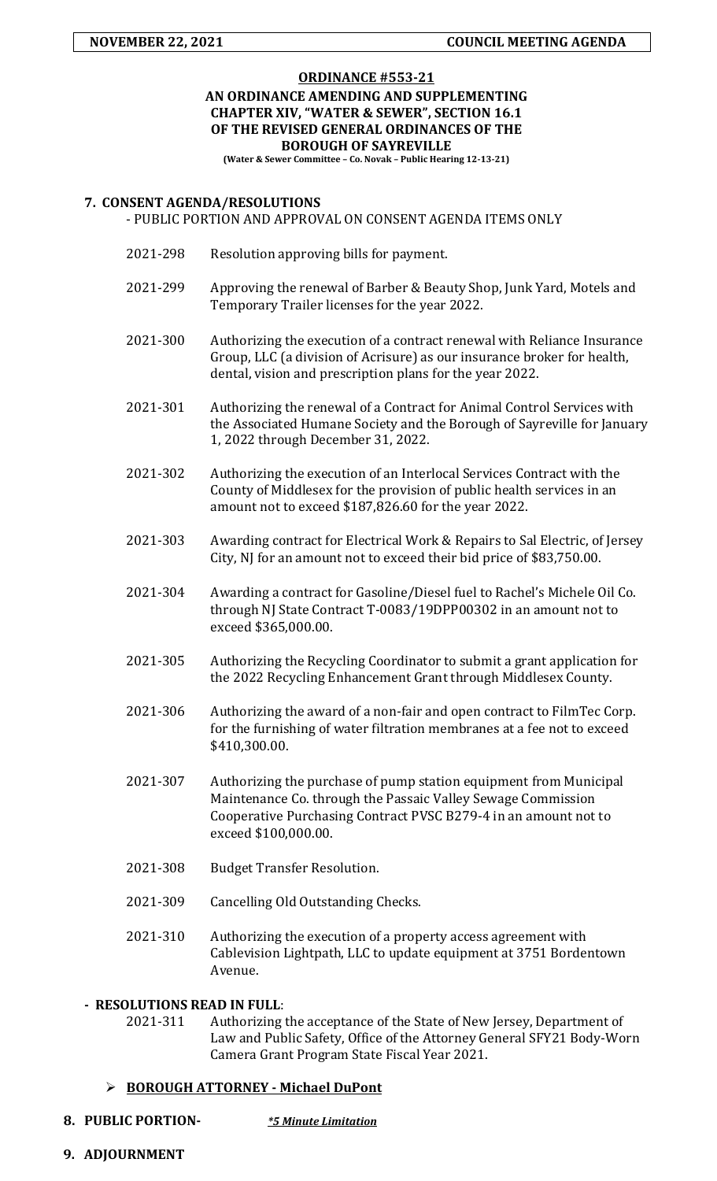**ORDINANCE #553-21**

**AN ORDINANCE AMENDING AND SUPPLEMENTING CHAPTER XIV, "WATER & SEWER", SECTION 16.1 OF THE REVISED GENERAL ORDINANCES OF THE BOROUGH OF SAYREVILLE**

**(Water & Sewer Committee – Co. Novak – Public Hearing 12-13-21)**

**7. CONSENT AGENDA/RESOLUTIONS**

- PUBLIC PORTION AND APPROVAL ON CONSENT AGENDA ITEMS ONLY

| | |
|---|---|
| 2021-298 | Resolution approving bills for payment. |
| 2021-299 | Approving the renewal of Barber & Beauty Shop, Junk Yard, Motels and Temporary Trailer licenses for the year 2022. |
| 2021-300 | Authorizing the execution of a contract renewal with Reliance Insurance Group, LLC (a division of Acrisure) as our insurance broker for health, dental, vision and prescription plans for the year 2022. |
| 2021-301 | Authorizing the renewal of a Contract for Animal Control Services with the Associated Humane Society and the Borough of Sayreville for January 1, 2022 through December 31, 2022. |
| 2021-302 | Authorizing the execution of an Interlocal Services Contract with the County of Middlesex for the provision of public health services in an amount not to exceed $187,826.60 for the year 2022. |
| 2021-303 | Awarding contract for Electrical Work & Repairs to Sal Electric, of Jersey City, NJ for an amount not to exceed their bid price of $83,750.00. |
| 2021-304 | Awarding a contract for Gasoline/Diesel fuel to Rachel's Michele Oil Co. through NJ State Contract T-0083/19DPP00302 in an amount not to exceed $365,000.00. |
| 2021-305 | Authorizing the Recycling Coordinator to submit a grant application for the 2022 Recycling Enhancement Grant through Middlesex County. |
| 2021-306 | Authorizing the award of a non-fair and open contract to FilmTec Corp. for the furnishing of water filtration membranes at a fee not to exceed $410,300.00. |
| 2021-307 | Authorizing the purchase of pump station equipment from Municipal Maintenance Co. through the Passaic Valley Sewage Commission Cooperative Purchasing Contract PVSC B279-4 in an amount not to exceed $100,000.00. |
| 2021-308 | Budget Transfer Resolution. |
| 2021-309 | Cancelling Old Outstanding Checks. |
| 2021-310 | Authorizing the execution of a property access agreement with Cablevision Lightpath, LLC to update equipment at 3751 Bordentown Avenue. |

**- RESOLUTIONS READ IN FULL**:

2021-311 Authorizing the acceptance of the State of New Jersey, Department of Law and Public Safety, Office of the Attorney General SFY21 Body-Worn Camera Grant Program State Fiscal Year 2021.

- **BOROUGH ATTORNEY - Michael DuPont**

**8. PUBLIC PORTION-** ***5 Minute Limitation***

**9. ADJOURNMENT**